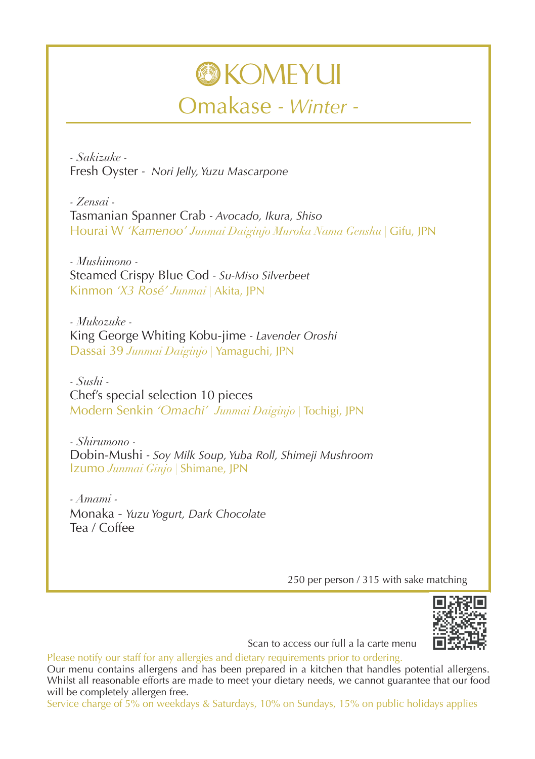# KOMEYUI

## Omakase - *Winter* -

*- Sakizuke -*
Fresh Oyster - *Nori Jelly, Yuzu Mascarpone*

*- Zensai -*
Tasmanian Spanner Crab - *Avocado, Ikura, Shiso*
Hourai W *'Kamenoo' Junmai Daiginjo Muroka Nama Genshu* | Gifu, JPN

*- Mushimono -*
Steamed Crispy Blue Cod - *Su-Miso Silverbeet*
Kinmon *'X3 Rosé' Junmai* | Akita, JPN

*- Mukozuke -*
King George Whiting Kobu-jime - *Lavender Oroshi*
Dassai 39 *Junmai Daiginjo* | Yamaguchi, JPN

*- Sushi -*
Chef's special selection 10 pieces
Modern Senkin *'Omachi' Junmai Daiginjo* | Tochigi, JPN

*- Shirumono -*
Dobin-Mushi - *Soy Milk Soup, Yuba Roll, Shimeji Mushroom*
Izumo *Junmai Ginjo* | Shimane, JPN

*- Amami -*
Monaka - *Yuzu Yogurt, Dark Chocolate*
Tea / Coffee

250 per person / 315 with sake matching

Scan to access our full a la carte menu

Please notify our staff for any allergies and dietary requirements prior to ordering.
Our menu contains allergens and has been prepared in a kitchen that handles potential allergens. Whilst all reasonable efforts are made to meet your dietary needs, we cannot guarantee that our food will be completely allergen free.
Service charge of 5% on weekdays & Saturdays, 10% on Sundays, 15% on public holidays applies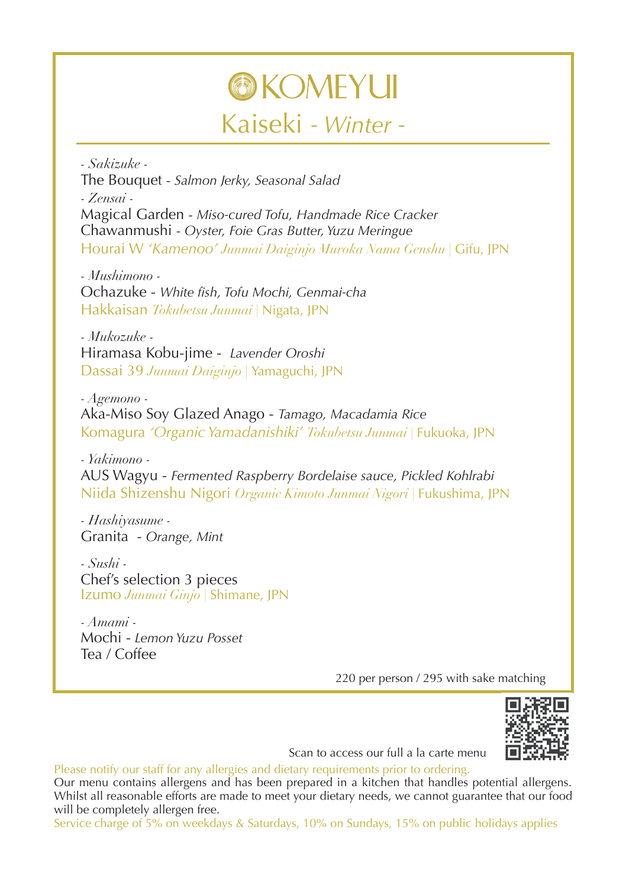# KOMEYUI

## Kaiseki - *Winter* -

*- Sakizuke -*
The Bouquet - *Salmon Jerky, Seasonal Salad*
*- Zensai -*
Magical Garden - *Miso-cured Tofu, Handmade Rice Cracker*
Chawanmushi - *Oyster, Foie Gras Butter, Yuzu Meringue*
Hourai W *'Kamenoo' Junmai Daiginjo Muroka Nama Genshu* | Gifu, JPN

*- Mushimono -*
Ochazuke - *White fish, Tofu Mochi, Genmai-cha*
Hakkaisan *Tokubetsu Junmai* | Nigata, JPN

*- Mukozuke -*
Hiramasa Kobu-jime - *Lavender Oroshi*
Dassai 39 *Junmai Daiginjo* | Yamaguchi, JPN

*- Agemono -*
Aka-Miso Soy Glazed Anago - *Tamago, Macadamia Rice*
Komagura *'Organic Yamadanishiki' Tokubetsu Junmai* | Fukuoka, JPN

*- Yakimono -*
AUS Wagyu - *Fermented Raspberry Bordelaise sauce, Pickled Kohlrabi*
Niida Shizenshu Nigori *Organic Kimoto Junmai Nigori* | Fukushima, JPN

*- Hashiyasume -*
Granita - *Orange, Mint*

*- Sushi -*
Chef's selection 3 pieces
Izumo *Junmai Ginjo* | Shimane, JPN

*- Amami -*
Mochi - *Lemon Yuzu Posset*
Tea / Coffee

220 per person / 295 with sake matching

Scan to access our full a la carte menu

Please notify our staff for any allergies and dietary requirements prior to ordering.
Our menu contains allergens and has been prepared in a kitchen that handles potential allergens. Whilst all reasonable efforts are made to meet your dietary needs, we cannot guarantee that our food will be completely allergen free.
Service charge of 5% on weekdays & Saturdays, 10% on Sundays, 15% on public holidays applies